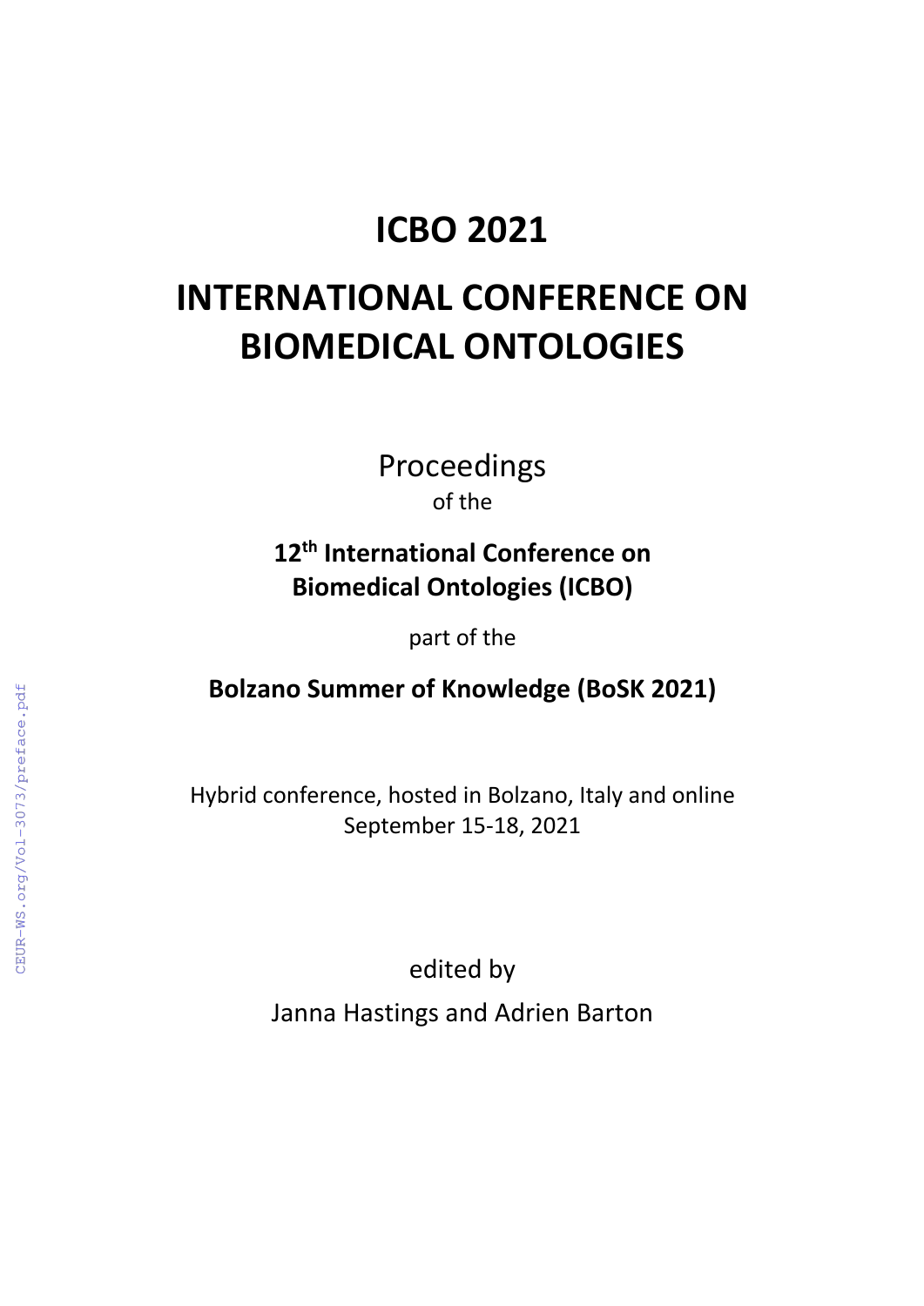# ICBO 2021

# INTERNATIONAL CONFERENCE ON BIOMEDICAL ONTOLOGIES

Proceedings

of the

**12th International Conference on Biomedical Ontologies (ICBO)**

part of the

**Bolzano Summer of Knowledge (BoSK 2021)**

Hybrid conference, hosted in Bolzano, Italy and online

September 15-18, 2021

edited by

Janna Hastings and Adrien Barton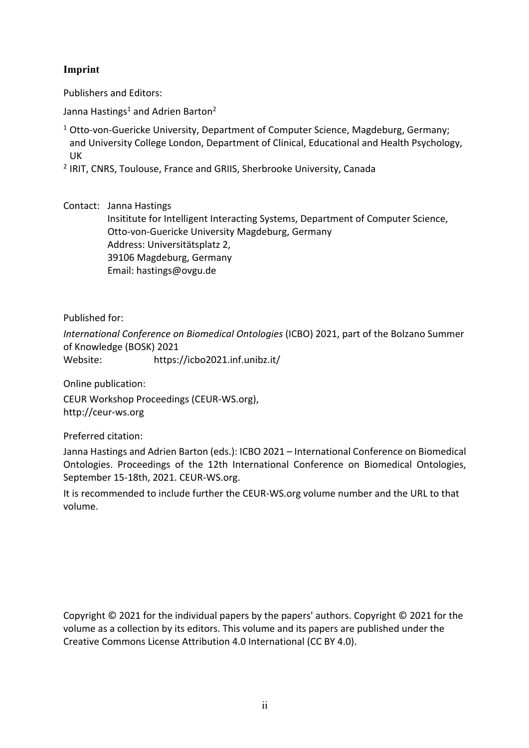## Imprint

Publishers and Editors:

Janna Hastings[1] and Adrien Barton[2]

[1] Otto-von-Guericke University, Department of Computer Science, Magdeburg, Germany; and University College London, Department of Clinical, Educational and Health Psychology, UK

[2] IRIT, CNRS, Toulouse, France and GRIIS, Sherbrooke University, Canada

Contact: Janna Hastings
Insititute for Intelligent Interacting Systems, Department of Computer Science, Otto-von-Guericke University Magdeburg, Germany
Address: Universitätsplatz 2,
39106 Magdeburg, Germany
Email: hastings@ovgu.de

Published for:

*International Conference on Biomedical Ontologies* (ICBO) 2021, part of the Bolzano Summer of Knowledge (BOSK) 2021
Website: https://icbo2021.inf.unibz.it/

Online publication:

CEUR Workshop Proceedings (CEUR-WS.org),
http://ceur-ws.org

Preferred citation:

Janna Hastings and Adrien Barton (eds.): ICBO 2021 – International Conference on Biomedical Ontologies. Proceedings of the 12th International Conference on Biomedical Ontologies, September 15-18th, 2021. CEUR-WS.org.

It is recommended to include further the CEUR-WS.org volume number and the URL to that volume.

Copyright © 2021 for the individual papers by the papers' authors. Copyright © 2021 for the volume as a collection by its editors. This volume and its papers are published under the Creative Commons License Attribution 4.0 International (CC BY 4.0).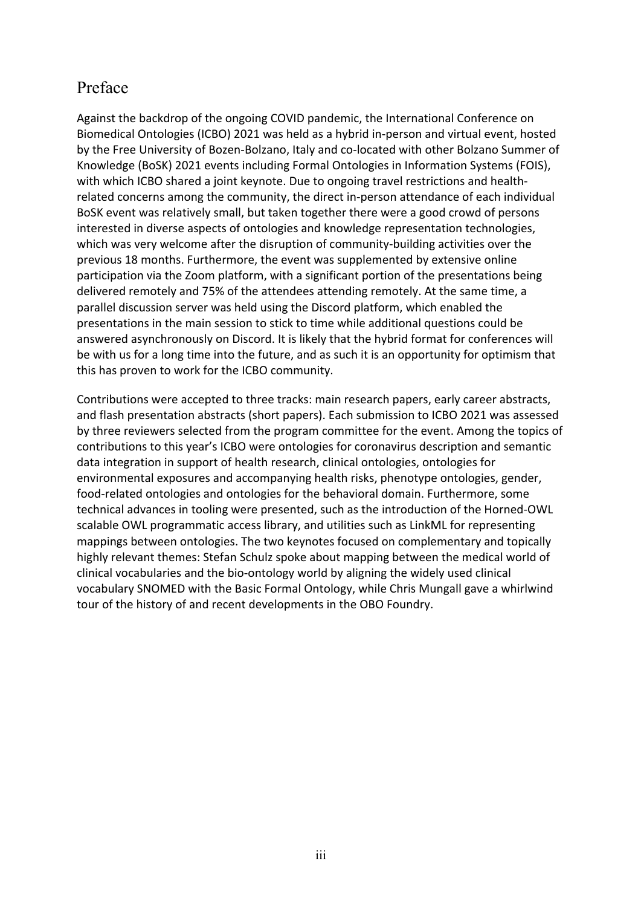# Preface

Against the backdrop of the ongoing COVID pandemic, the International Conference on Biomedical Ontologies (ICBO) 2021 was held as a hybrid in-person and virtual event, hosted by the Free University of Bozen-Bolzano, Italy and co-located with other Bolzano Summer of Knowledge (BoSK) 2021 events including Formal Ontologies in Information Systems (FOIS), with which ICBO shared a joint keynote. Due to ongoing travel restrictions and health-related concerns among the community, the direct in-person attendance of each individual BoSK event was relatively small, but taken together there were a good crowd of persons interested in diverse aspects of ontologies and knowledge representation technologies, which was very welcome after the disruption of community-building activities over the previous 18 months. Furthermore, the event was supplemented by extensive online participation via the Zoom platform, with a significant portion of the presentations being delivered remotely and 75% of the attendees attending remotely. At the same time, a parallel discussion server was held using the Discord platform, which enabled the presentations in the main session to stick to time while additional questions could be answered asynchronously on Discord. It is likely that the hybrid format for conferences will be with us for a long time into the future, and as such it is an opportunity for optimism that this has proven to work for the ICBO community.

Contributions were accepted to three tracks: main research papers, early career abstracts, and flash presentation abstracts (short papers). Each submission to ICBO 2021 was assessed by three reviewers selected from the program committee for the event. Among the topics of contributions to this year's ICBO were ontologies for coronavirus description and semantic data integration in support of health research, clinical ontologies, ontologies for environmental exposures and accompanying health risks, phenotype ontologies, gender, food-related ontologies and ontologies for the behavioral domain. Furthermore, some technical advances in tooling were presented, such as the introduction of the Horned-OWL scalable OWL programmatic access library, and utilities such as LinkML for representing mappings between ontologies. The two keynotes focused on complementary and topically highly relevant themes: Stefan Schulz spoke about mapping between the medical world of clinical vocabularies and the bio-ontology world by aligning the widely used clinical vocabulary SNOMED with the Basic Formal Ontology, while Chris Mungall gave a whirlwind tour of the history of and recent developments in the OBO Foundry.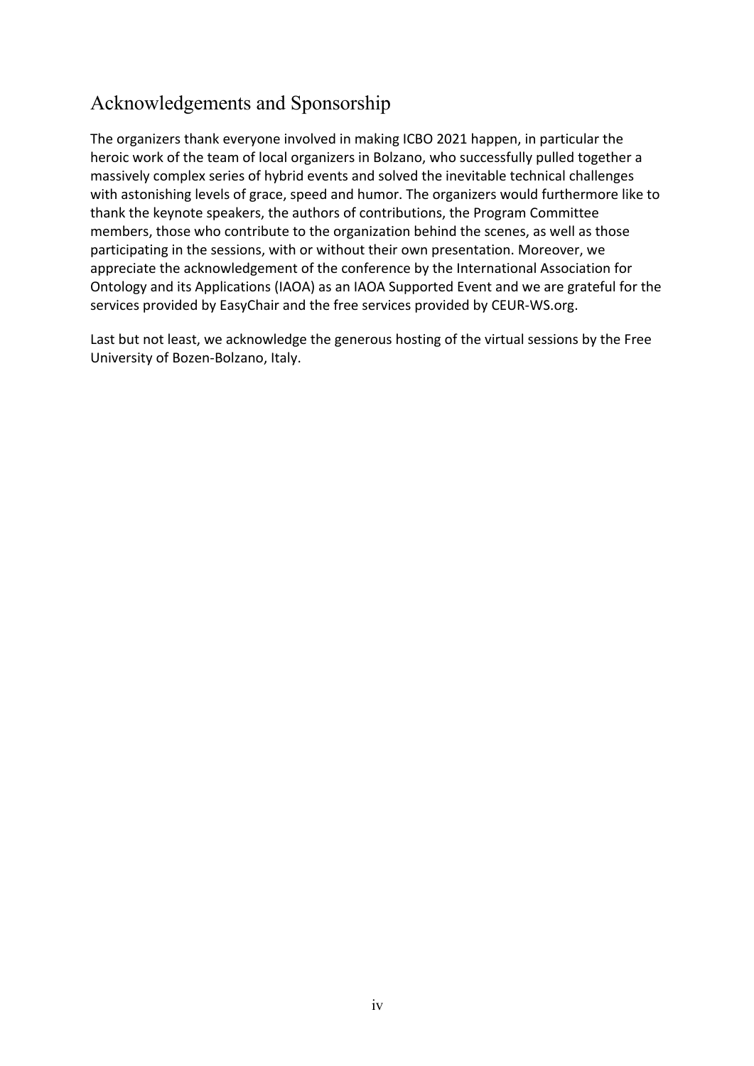## Acknowledgements and Sponsorship

The organizers thank everyone involved in making ICBO 2021 happen, in particular the heroic work of the team of local organizers in Bolzano, who successfully pulled together a massively complex series of hybrid events and solved the inevitable technical challenges with astonishing levels of grace, speed and humor. The organizers would furthermore like to thank the keynote speakers, the authors of contributions, the Program Committee members, those who contribute to the organization behind the scenes, as well as those participating in the sessions, with or without their own presentation. Moreover, we appreciate the acknowledgement of the conference by the International Association for Ontology and its Applications (IAOA) as an IAOA Supported Event and we are grateful for the services provided by EasyChair and the free services provided by CEUR-WS.org.

Last but not least, we acknowledge the generous hosting of the virtual sessions by the Free University of Bozen-Bolzano, Italy.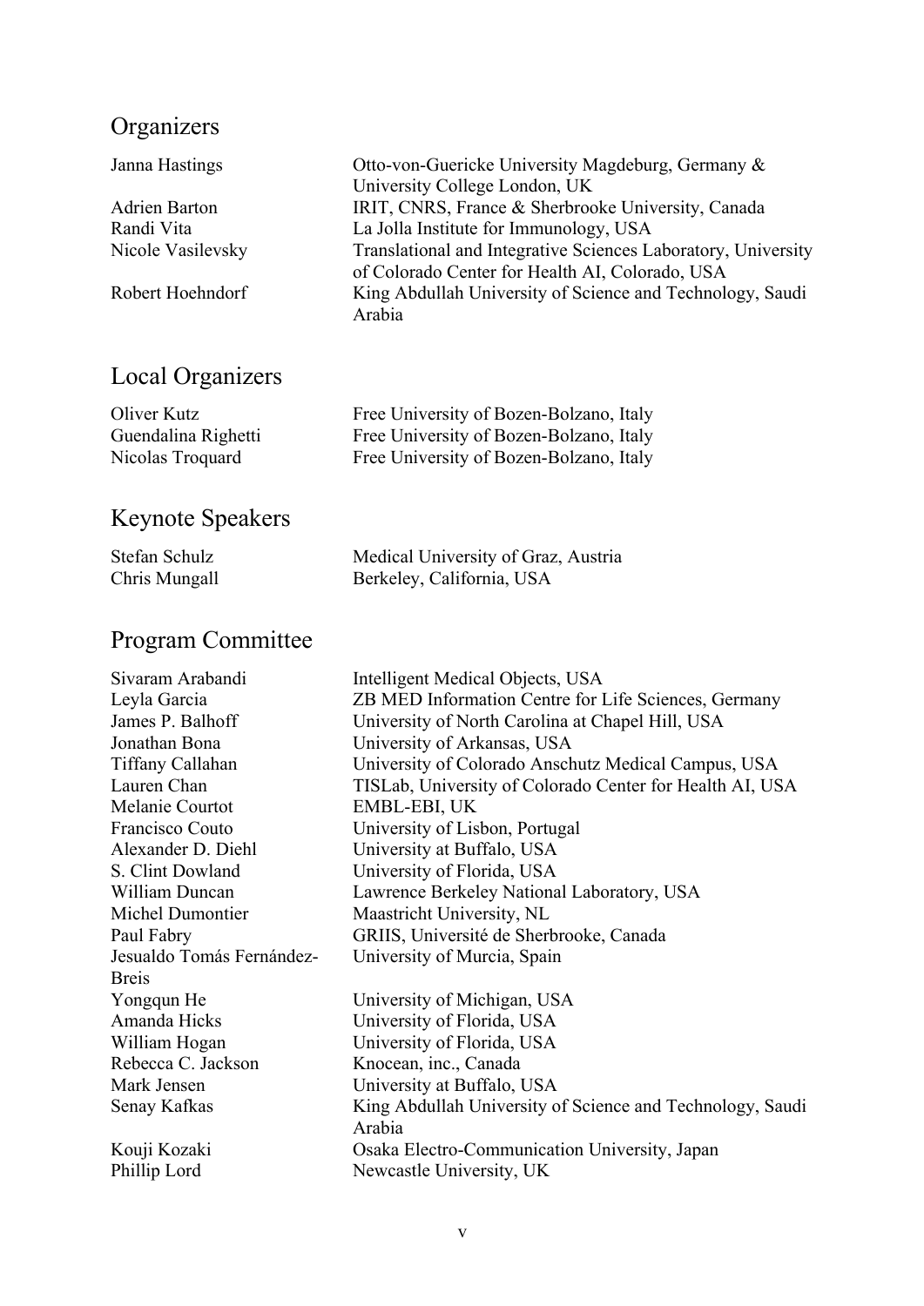## Organizers

| | |
|---|---|
| Janna Hastings | Otto-von-Guericke University Magdeburg, Germany & University College London, UK |
| Adrien Barton | IRIT, CNRS, France & Sherbrooke University, Canada |
| Randi Vita | La Jolla Institute for Immunology, USA |
| Nicole Vasilevsky | Translational and Integrative Sciences Laboratory, University of Colorado Center for Health AI, Colorado, USA |
| Robert Hoehndorf | King Abdullah University of Science and Technology, Saudi Arabia |

## Local Organizers

| | |
|---|---|
| Oliver Kutz | Free University of Bozen-Bolzano, Italy |
| Guendalina Righetti | Free University of Bozen-Bolzano, Italy |
| Nicolas Troquard | Free University of Bozen-Bolzano, Italy |

## Keynote Speakers

| | |
|---|---|
| Stefan Schulz | Medical University of Graz, Austria |
| Chris Mungall | Berkeley, California, USA |

## Program Committee

| | |
|---|---|
| Sivaram Arabandi | Intelligent Medical Objects, USA |
| Leyla Garcia | ZB MED Information Centre for Life Sciences, Germany |
| James P. Balhoff | University of North Carolina at Chapel Hill, USA |
| Jonathan Bona | University of Arkansas, USA |
| Tiffany Callahan | University of Colorado Anschutz Medical Campus, USA |
| Lauren Chan | TISLab, University of Colorado Center for Health AI, USA |
| Melanie Courtot | EMBL-EBI, UK |
| Francisco Couto | University of Lisbon, Portugal |
| Alexander D. Diehl | University at Buffalo, USA |
| S. Clint Dowland | University of Florida, USA |
| William Duncan | Lawrence Berkeley National Laboratory, USA |
| Michel Dumontier | Maastricht University, NL |
| Paul Fabry | GRIIS, Université de Sherbrooke, Canada |
| Jesualdo Tomás Fernández-Breis | University of Murcia, Spain |
| Yongqun He | University of Michigan, USA |
| Amanda Hicks | University of Florida, USA |
| William Hogan | University of Florida, USA |
| Rebecca C. Jackson | Knocean, inc., Canada |
| Mark Jensen | University at Buffalo, USA |
| Senay Kafkas | King Abdullah University of Science and Technology, Saudi Arabia |
| Kouji Kozaki | Osaka Electro-Communication University, Japan |
| Phillip Lord | Newcastle University, UK |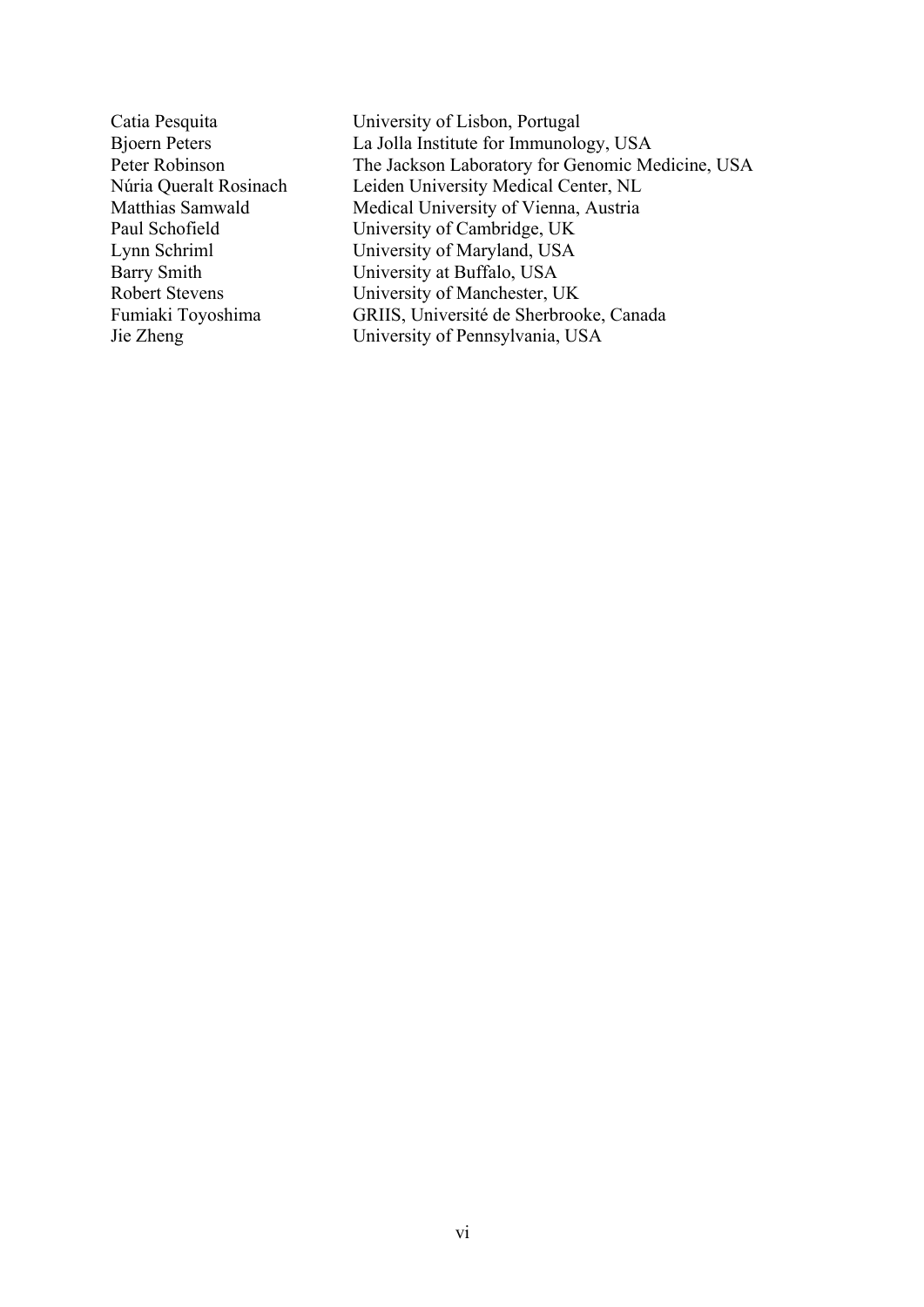| | |
|---|---|
| Catia Pesquita | University of Lisbon, Portugal |
| Bjoern Peters | La Jolla Institute for Immunology, USA |
| Peter Robinson | The Jackson Laboratory for Genomic Medicine, USA |
| Núria Queralt Rosinach | Leiden University Medical Center, NL |
| Matthias Samwald | Medical University of Vienna, Austria |
| Paul Schofield | University of Cambridge, UK |
| Lynn Schriml | University of Maryland, USA |
| Barry Smith | University at Buffalo, USA |
| Robert Stevens | University of Manchester, UK |
| Fumiaki Toyoshima | GRIIS, Université de Sherbrooke, Canada |
| Jie Zheng | University of Pennsylvania, USA |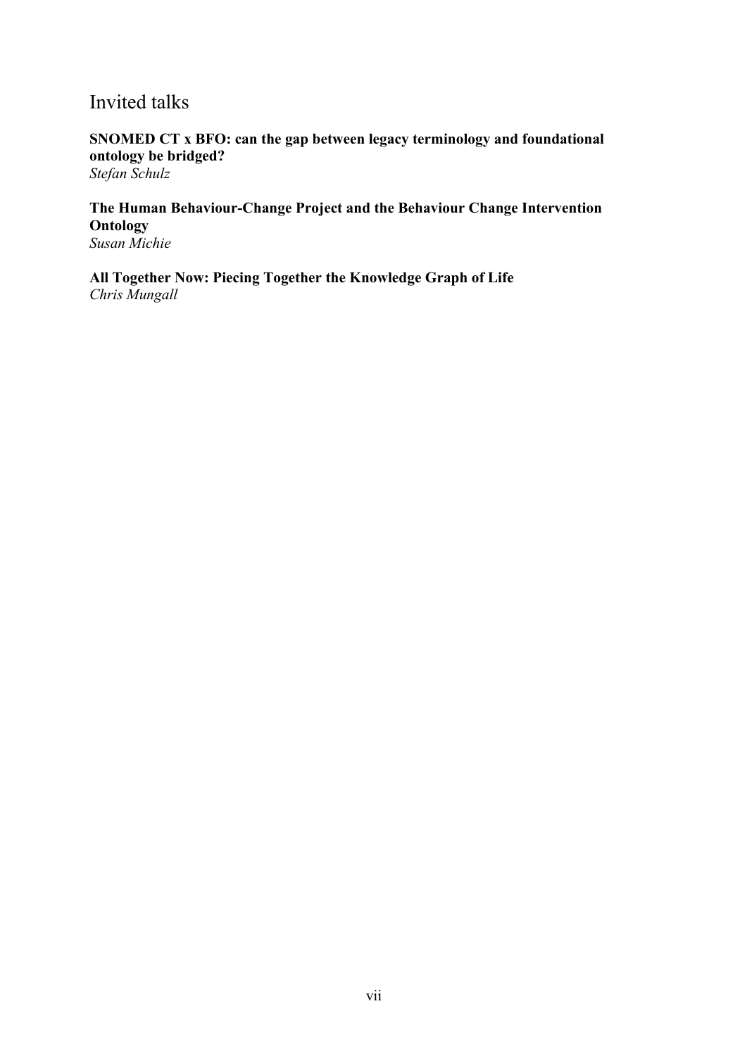# Invited talks

**SNOMED CT x BFO: can the gap between legacy terminology and foundational ontology be bridged?**
*Stefan Schulz*

**The Human Behaviour-Change Project and the Behaviour Change Intervention Ontology**
*Susan Michie*

**All Together Now: Piecing Together the Knowledge Graph of Life**
*Chris Mungall*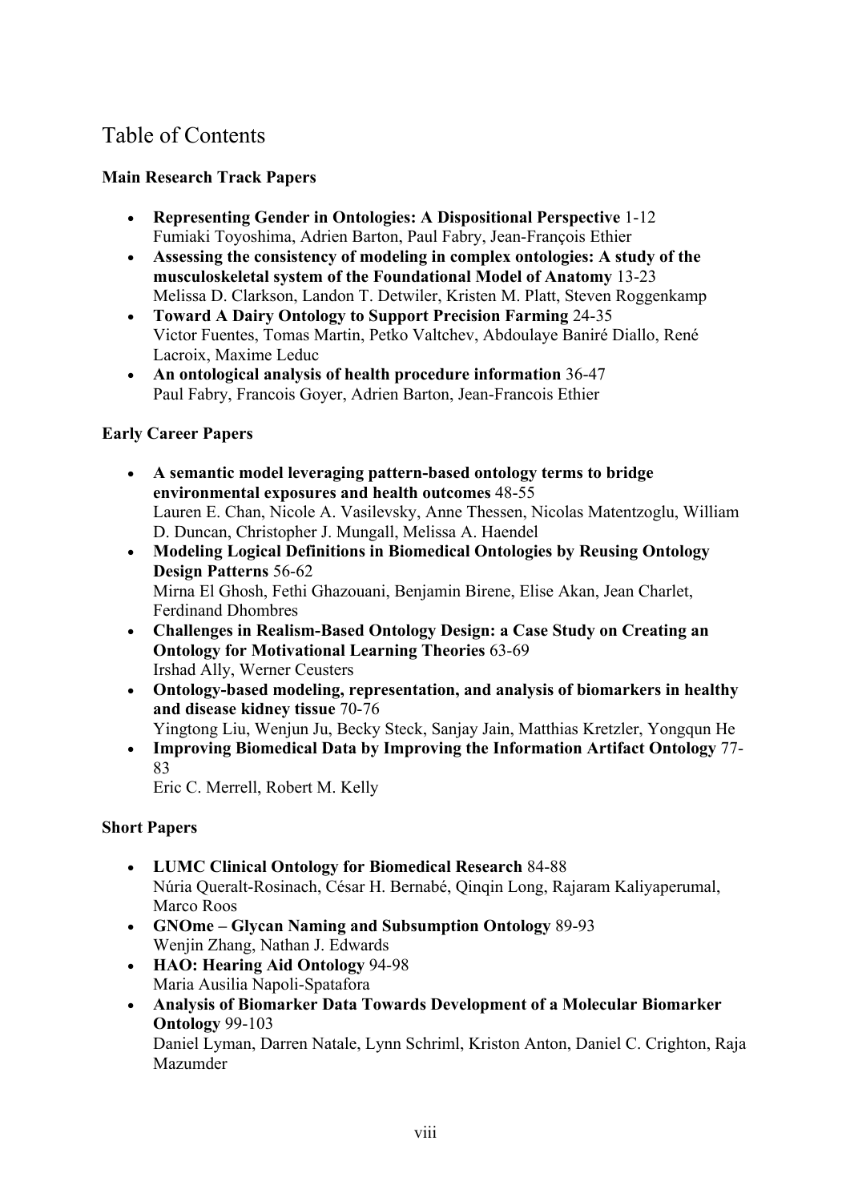# Table of Contents

**Main Research Track Papers**

- **Representing Gender in Ontologies: A Dispositional Perspective** 1-12
  Fumiaki Toyoshima, Adrien Barton, Paul Fabry, Jean-François Ethier
- **Assessing the consistency of modeling in complex ontologies: A study of the musculoskeletal system of the Foundational Model of Anatomy** 13-23
  Melissa D. Clarkson, Landon T. Detwiler, Kristen M. Platt, Steven Roggenkamp
- **Toward A Dairy Ontology to Support Precision Farming** 24-35
  Victor Fuentes, Tomas Martin, Petko Valtchev, Abdoulaye Baniré Diallo, René Lacroix, Maxime Leduc
- **An ontological analysis of health procedure information** 36-47
  Paul Fabry, Francois Goyer, Adrien Barton, Jean-Francois Ethier

**Early Career Papers**

- **A semantic model leveraging pattern-based ontology terms to bridge environmental exposures and health outcomes** 48-55
  Lauren E. Chan, Nicole A. Vasilevsky, Anne Thessen, Nicolas Matentzoglu, William D. Duncan, Christopher J. Mungall, Melissa A. Haendel
- **Modeling Logical Definitions in Biomedical Ontologies by Reusing Ontology Design Patterns** 56-62
  Mirna El Ghosh, Fethi Ghazouani, Benjamin Birene, Elise Akan, Jean Charlet, Ferdinand Dhombres
- **Challenges in Realism-Based Ontology Design: a Case Study on Creating an Ontology for Motivational Learning Theories** 63-69
  Irshad Ally, Werner Ceusters
- **Ontology-based modeling, representation, and analysis of biomarkers in healthy and disease kidney tissue** 70-76
  Yingtong Liu, Wenjun Ju, Becky Steck, Sanjay Jain, Matthias Kretzler, Yongqun He
- **Improving Biomedical Data by Improving the Information Artifact Ontology** 77-83
  Eric C. Merrell, Robert M. Kelly

**Short Papers**

- **LUMC Clinical Ontology for Biomedical Research** 84-88
  Núria Queralt-Rosinach, César H. Bernabé, Qinqin Long, Rajaram Kaliyaperumal, Marco Roos
- **GNOme – Glycan Naming and Subsumption Ontology** 89-93
  Wenjin Zhang, Nathan J. Edwards
- **HAO: Hearing Aid Ontology** 94-98
  Maria Ausilia Napoli-Spatafora
- **Analysis of Biomarker Data Towards Development of a Molecular Biomarker Ontology** 99-103
  Daniel Lyman, Darren Natale, Lynn Schriml, Kriston Anton, Daniel C. Crighton, Raja Mazumder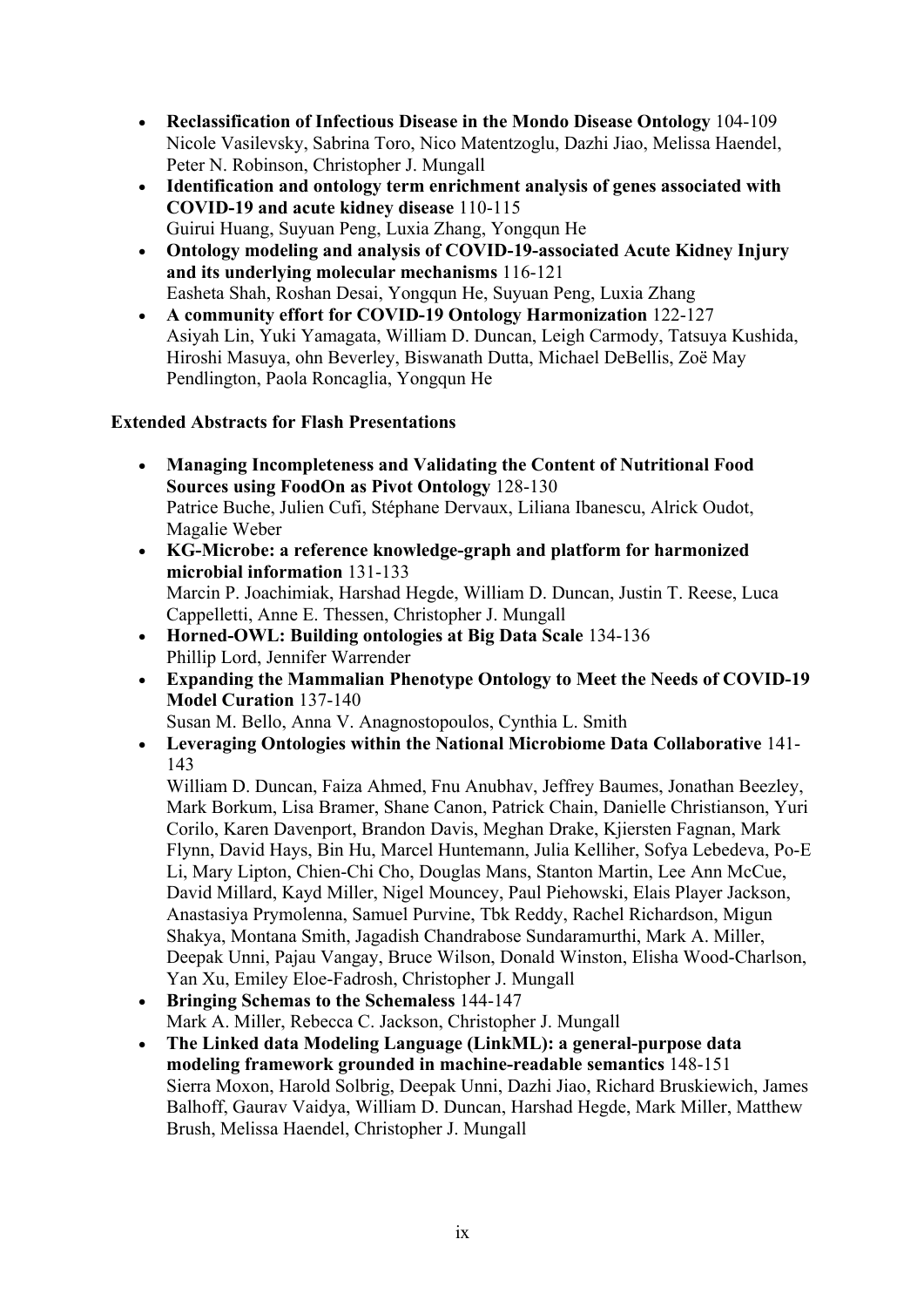- **Reclassification of Infectious Disease in the Mondo Disease Ontology** 104-109
  Nicole Vasilevsky, Sabrina Toro, Nico Matentzoglu, Dazhi Jiao, Melissa Haendel, Peter N. Robinson, Christopher J. Mungall
- **Identification and ontology term enrichment analysis of genes associated with COVID-19 and acute kidney disease** 110-115
  Guirui Huang, Suyuan Peng, Luxia Zhang, Yongqun He
- **Ontology modeling and analysis of COVID-19-associated Acute Kidney Injury and its underlying molecular mechanisms** 116-121
  Easheta Shah, Roshan Desai, Yongqun He, Suyuan Peng, Luxia Zhang
- **A community effort for COVID-19 Ontology Harmonization** 122-127
  Asiyah Lin, Yuki Yamagata, William D. Duncan, Leigh Carmody, Tatsuya Kushida, Hiroshi Masuya, ohn Beverley, Biswanath Dutta, Michael DeBellis, Zoë May Pendlington, Paola Roncaglia, Yongqun He

**Extended Abstracts for Flash Presentations**

- **Managing Incompleteness and Validating the Content of Nutritional Food Sources using FoodOn as Pivot Ontology** 128-130
  Patrice Buche, Julien Cufi, Stéphane Dervaux, Liliana Ibanescu, Alrick Oudot, Magalie Weber
- **KG-Microbe: a reference knowledge-graph and platform for harmonized microbial information** 131-133
  Marcin P. Joachimiak, Harshad Hegde, William D. Duncan, Justin T. Reese, Luca Cappelletti, Anne E. Thessen, Christopher J. Mungall
- **Horned-OWL: Building ontologies at Big Data Scale** 134-136
  Phillip Lord, Jennifer Warrender
- **Expanding the Mammalian Phenotype Ontology to Meet the Needs of COVID-19 Model Curation** 137-140
  Susan M. Bello, Anna V. Anagnostopoulos, Cynthia L. Smith
- **Leveraging Ontologies within the National Microbiome Data Collaborative** 141-143
  William D. Duncan, Faiza Ahmed, Fnu Anubhav, Jeffrey Baumes, Jonathan Beezley, Mark Borkum, Lisa Bramer, Shane Canon, Patrick Chain, Danielle Christianson, Yuri Corilo, Karen Davenport, Brandon Davis, Meghan Drake, Kjiersten Fagnan, Mark Flynn, David Hays, Bin Hu, Marcel Huntemann, Julia Kelliher, Sofya Lebedeva, Po-E Li, Mary Lipton, Chien-Chi Cho, Douglas Mans, Stanton Martin, Lee Ann McCue, David Millard, Kayd Miller, Nigel Mouncey, Paul Piehowski, Elais Player Jackson, Anastasiya Prymolenna, Samuel Purvine, Tbk Reddy, Rachel Richardson, Migun Shakya, Montana Smith, Jagadish Chandrabose Sundaramurthi, Mark A. Miller, Deepak Unni, Pajau Vangay, Bruce Wilson, Donald Winston, Elisha Wood-Charlson, Yan Xu, Emiley Eloe-Fadrosh, Christopher J. Mungall
- **Bringing Schemas to the Schemaless** 144-147
  Mark A. Miller, Rebecca C. Jackson, Christopher J. Mungall
- **The Linked data Modeling Language (LinkML): a general-purpose data modeling framework grounded in machine-readable semantics** 148-151
  Sierra Moxon, Harold Solbrig, Deepak Unni, Dazhi Jiao, Richard Bruskiewich, James Balhoff, Gaurav Vaidya, William D. Duncan, Harshad Hegde, Mark Miller, Matthew Brush, Melissa Haendel, Christopher J. Mungall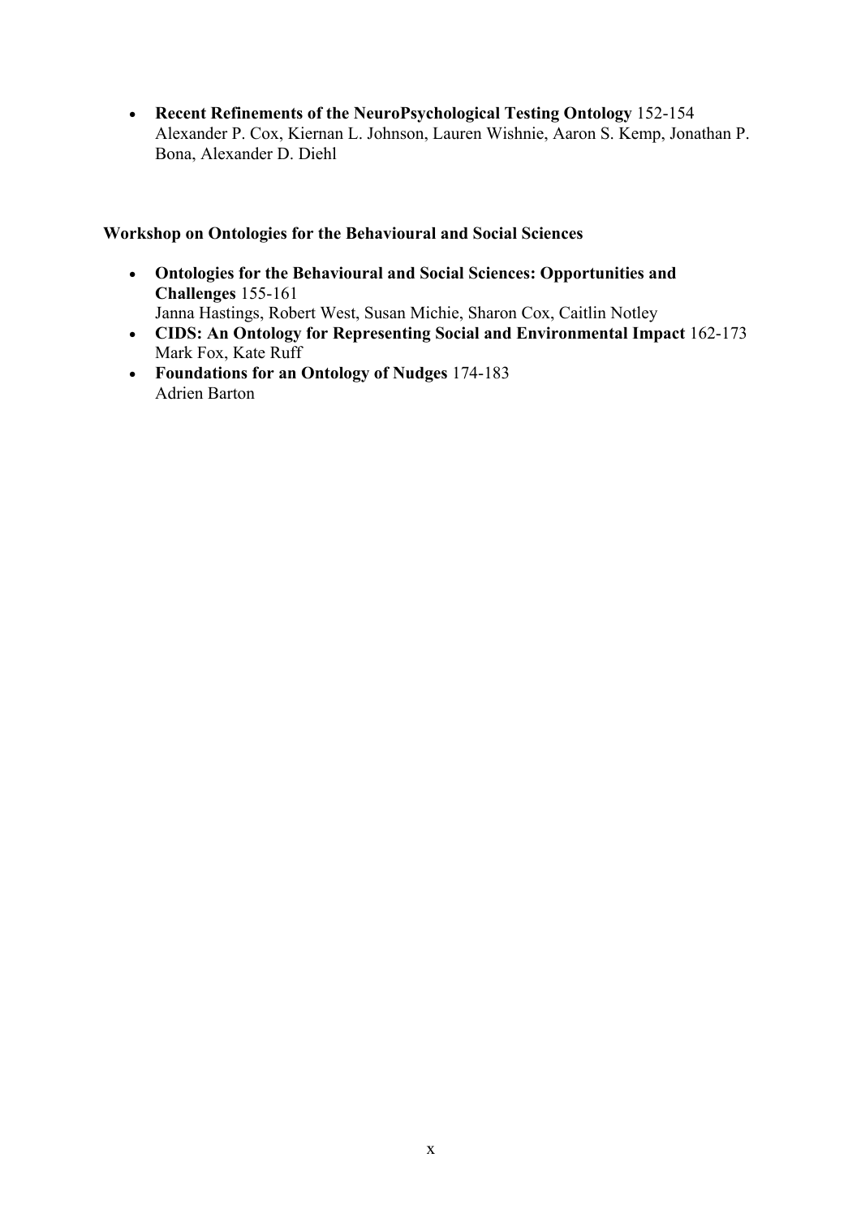- **Recent Refinements of the NeuroPsychological Testing Ontology** 152-154
  Alexander P. Cox, Kiernan L. Johnson, Lauren Wishnie, Aaron S. Kemp, Jonathan P. Bona, Alexander D. Diehl

**Workshop on Ontologies for the Behavioural and Social Sciences**

- **Ontologies for the Behavioural and Social Sciences: Opportunities and Challenges** 155-161
  Janna Hastings, Robert West, Susan Michie, Sharon Cox, Caitlin Notley
- **CIDS: An Ontology for Representing Social and Environmental Impact** 162-173
  Mark Fox, Kate Ruff
- **Foundations for an Ontology of Nudges** 174-183
  Adrien Barton